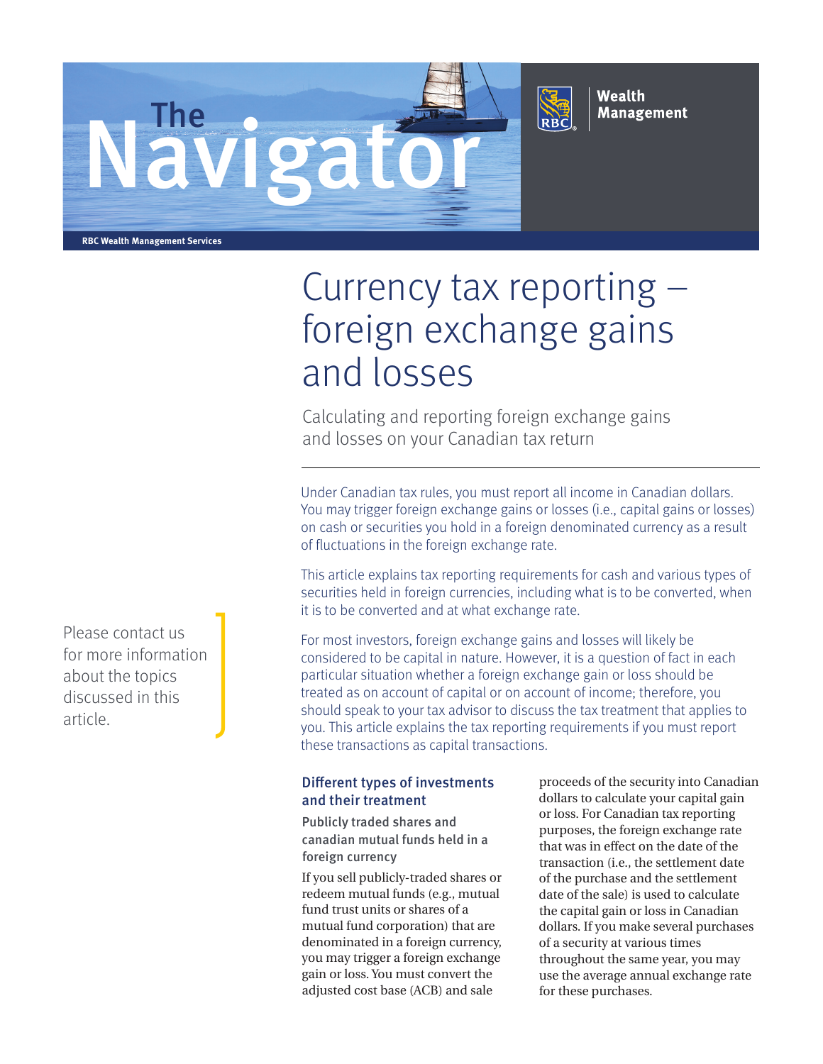The Navigator

RBC Wealth Management

RBC Wealth Management Services

# Currency tax reporting – foreign exchange gains and losses

Calculating and reporting foreign exchange gains and losses on your Canadian tax return

Please contact us for more information about the topics discussed in this article.

Under Canadian tax rules, you must report all income in Canadian dollars. You may trigger foreign exchange gains or losses (i.e., capital gains or losses) on cash or securities you hold in a foreign denominated currency as a result of fluctuations in the foreign exchange rate.

This article explains tax reporting requirements for cash and various types of securities held in foreign currencies, including what is to be converted, when it is to be converted and at what exchange rate.

For most investors, foreign exchange gains and losses will likely be considered to be capital in nature. However, it is a question of fact in each particular situation whether a foreign exchange gain or loss should be treated as on account of capital or on account of income; therefore, you should speak to your tax advisor to discuss the tax treatment that applies to you. This article explains the tax reporting requirements if you must report these transactions as capital transactions.

## Different types of investments and their treatment

### Publicly traded shares and canadian mutual funds held in a foreign currency

If you sell publicly-traded shares or redeem mutual funds (e.g., mutual fund trust units or shares of a mutual fund corporation) that are denominated in a foreign currency, you may trigger a foreign exchange gain or loss. You must convert the adjusted cost base (ACB) and sale proceeds of the security into Canadian dollars to calculate your capital gain or loss. For Canadian tax reporting purposes, the foreign exchange rate that was in effect on the date of the transaction (i.e., the settlement date of the purchase and the settlement date of the sale) is used to calculate the capital gain or loss in Canadian dollars. If you make several purchases of a security at various times throughout the same year, you may use the average annual exchange rate for these purchases.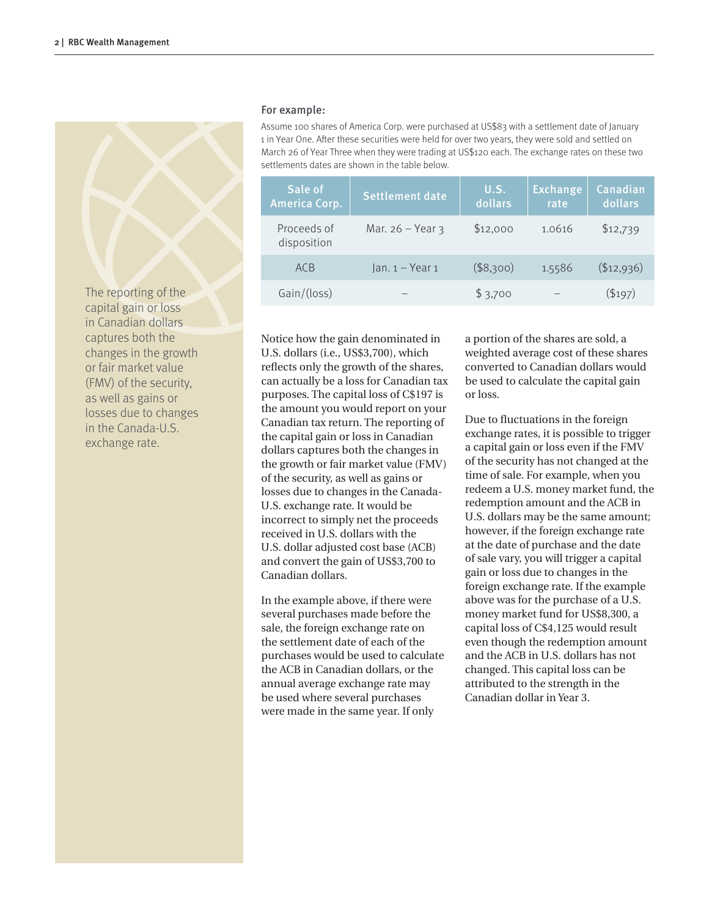The reporting of the capital gain or loss in Canadian dollars captures both the changes in the growth or fair market value (FMV) of the security, as well as gains or losses due to changes in the Canada-U.S. exchange rate.

### For example:

Assume 100 shares of America Corp. were purchased at US$83 with a settlement date of January 1 in Year One. After these securities were held for over two years, they were sold and settled on March 26 of Year Three when they were trading at US$120 each. The exchange rates on these two settlements dates are shown in the table below.

| Sale of America Corp. | Settlement date | U.S. dollars | Exchange rate | Canadian dollars |
|---|---|---|---|---|
| Proceeds of disposition | Mar. 26 – Year 3 | $12,000 | 1.0616 | $12,739 |
| ACB | Jan. 1 – Year 1 | ($8,300) | 1.5586 | ($12,936) |
| Gain/(loss) | – | $ 3,700 | – | ($197) |

Notice how the gain denominated in U.S. dollars (i.e., US$3,700), which reflects only the growth of the shares, can actually be a loss for Canadian tax purposes. The capital loss of C$197 is the amount you would report on your Canadian tax return. The reporting of the capital gain or loss in Canadian dollars captures both the changes in the growth or fair market value (FMV) of the security, as well as gains or losses due to changes in the Canada-U.S. exchange rate. It would be incorrect to simply net the proceeds received in U.S. dollars with the U.S. dollar adjusted cost base (ACB) and convert the gain of US$3,700 to Canadian dollars.

In the example above, if there were several purchases made before the sale, the foreign exchange rate on the settlement date of each of the purchases would be used to calculate the ACB in Canadian dollars, or the annual average exchange rate may be used where several purchases were made in the same year. If only a portion of the shares are sold, a weighted average cost of these shares converted to Canadian dollars would be used to calculate the capital gain or loss.

Due to fluctuations in the foreign exchange rates, it is possible to trigger a capital gain or loss even if the FMV of the security has not changed at the time of sale. For example, when you redeem a U.S. money market fund, the redemption amount and the ACB in U.S. dollars may be the same amount; however, if the foreign exchange rate at the date of purchase and the date of sale vary, you will trigger a capital gain or loss due to changes in the foreign exchange rate. If the example above was for the purchase of a U.S. money market fund for US$8,300, a capital loss of C$4,125 would result even though the redemption amount and the ACB in U.S. dollars has not changed. This capital loss can be attributed to the strength in the Canadian dollar in Year 3.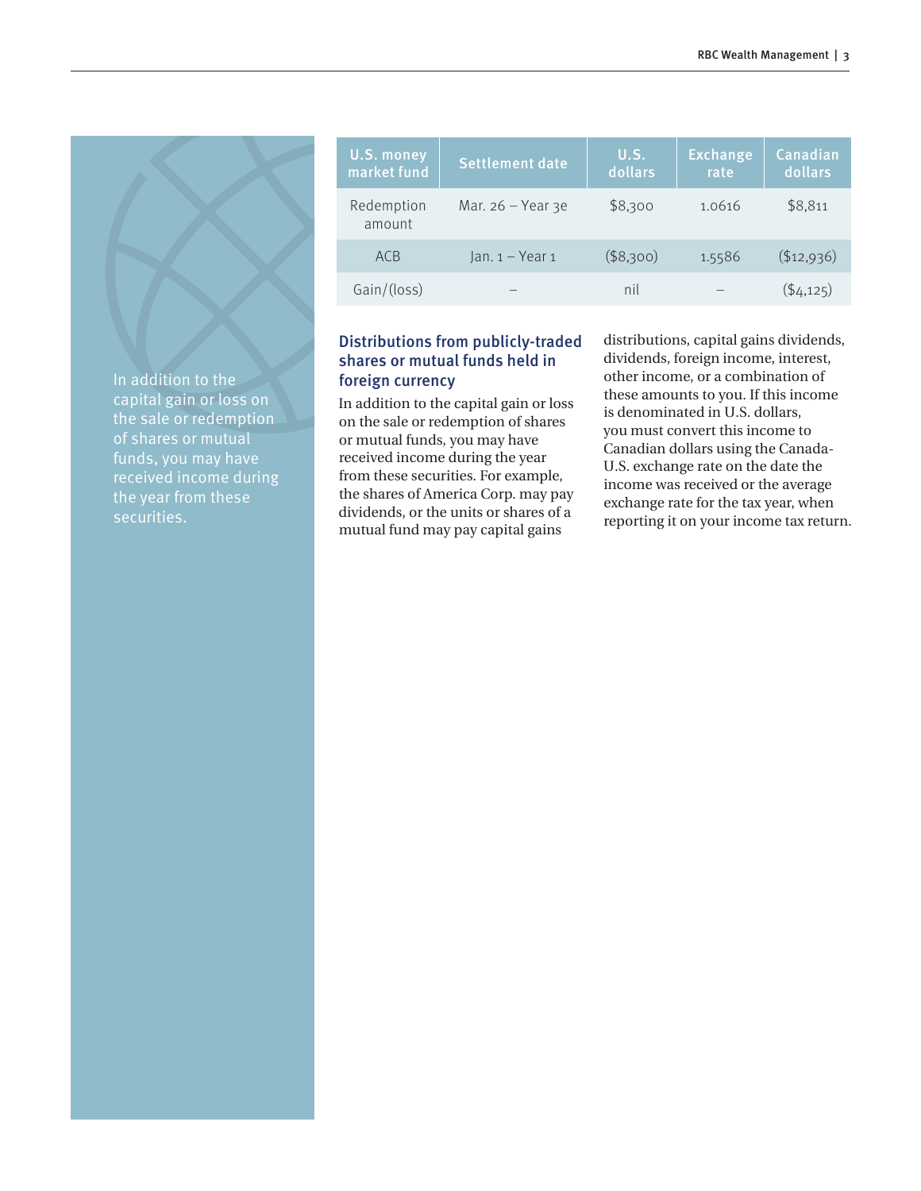| U.S. money market fund | Settlement date | U.S. dollars | Exchange rate | Canadian dollars |
|---|---|---|---|---|
| Redemption amount | Mar. 26 – Year 3e | $8,300 | 1.0616 | $8,811 |
| ACB | Jan. 1 – Year 1 | ($8,300) | 1.5586 | ($12,936) |
| Gain/(loss) | – | nil | – | ($4,125) |

In addition to the capital gain or loss on the sale or redemption of shares or mutual funds, you may have received income during the year from these securities.

### Distributions from publicly-traded shares or mutual funds held in foreign currency

In addition to the capital gain or loss on the sale or redemption of shares or mutual funds, you may have received income during the year from these securities. For example, the shares of America Corp. may pay dividends, or the units or shares of a mutual fund may pay capital gains distributions, capital gains dividends, dividends, foreign income, interest, other income, or a combination of these amounts to you. If this income is denominated in U.S. dollars, you must convert this income to Canadian dollars using the Canada-U.S. exchange rate on the date the income was received or the average exchange rate for the tax year, when reporting it on your income tax return.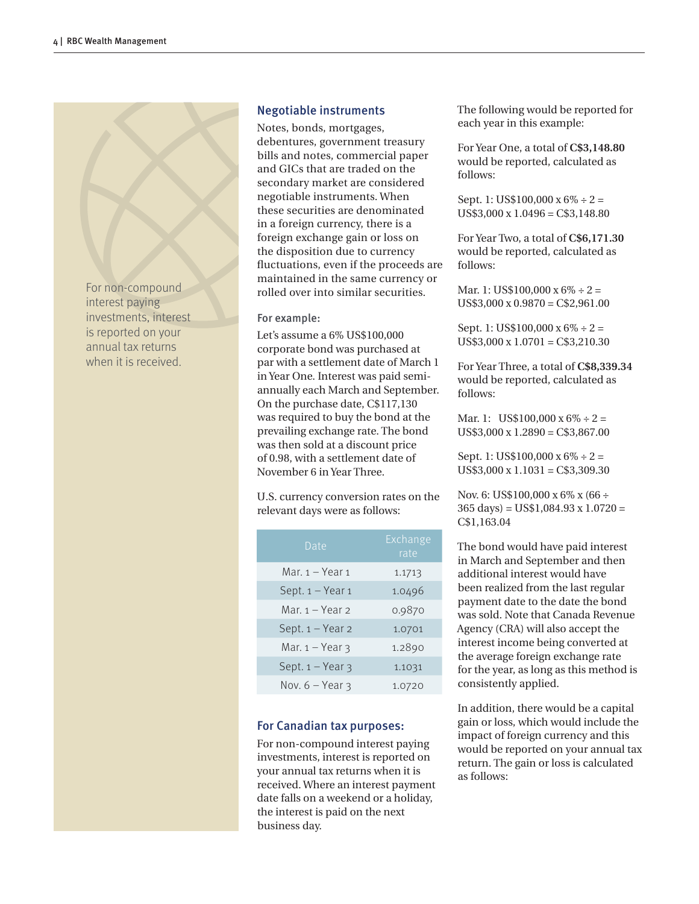## Negotiable instruments

Notes, bonds, mortgages, debentures, government treasury bills and notes, commercial paper and GICs that are traded on the secondary market are considered negotiable instruments. When these securities are denominated in a foreign currency, there is a foreign exchange gain or loss on the disposition due to currency fluctuations, even if the proceeds are maintained in the same currency or rolled over into similar securities.

### For example:

Let's assume a 6% US$100,000 corporate bond was purchased at par with a settlement date of March 1 in Year One. Interest was paid semi-annually each March and September. On the purchase date, C$117,130 was required to buy the bond at the prevailing exchange rate. The bond was then sold at a discount price of 0.98, with a settlement date of November 6 in Year Three.

U.S. currency conversion rates on the relevant days were as follows:

| Date | Exchange rate |
|---|---|
| Mar. 1 – Year 1 | 1.1713 |
| Sept. 1 – Year 1 | 1.0496 |
| Mar. 1 – Year 2 | 0.9870 |
| Sept. 1 – Year 2 | 1.0701 |
| Mar. 1 – Year 3 | 1.2890 |
| Sept. 1 – Year 3 | 1.1031 |
| Nov. 6 – Year 3 | 1.0720 |

## For Canadian tax purposes:

For non-compound interest paying investments, interest is reported on your annual tax returns when it is received. Where an interest payment date falls on a weekend or a holiday, the interest is paid on the next business day.

The following would be reported for each year in this example:

For Year One, a total of **C$3,148.80** would be reported, calculated as follows:

Sept. 1: US$100,000 x 6% ÷ 2 = US$3,000 x 1.0496 = C$3,148.80

For Year Two, a total of **C$6,171.30** would be reported, calculated as follows:

Mar. 1: US$100,000 x 6% ÷ 2 = US$3,000 x 0.9870 = C$2,961.00

Sept. 1: US$100,000 x 6% ÷ 2 = US$3,000 x 1.0701 = C$3,210.30

For Year Three, a total of **C$8,339.34** would be reported, calculated as follows:

Mar. 1: US$100,000 x 6% ÷ 2 = US$3,000 x 1.2890 = C$3,867.00

Sept. 1: US$100,000 x 6% ÷ 2 = US$3,000 x 1.1031 = C$3,309.30

Nov. 6: US$100,000 x 6% x (66 ÷ 365 days) = US$1,084.93 x 1.0720 = C$1,163.04

The bond would have paid interest in March and September and then additional interest would have been realized from the last regular payment date to the date the bond was sold. Note that Canada Revenue Agency (CRA) will also accept the interest income being converted at the average foreign exchange rate for the year, as long as this method is consistently applied.

In addition, there would be a capital gain or loss, which would include the impact of foreign currency and this would be reported on your annual tax return. The gain or loss is calculated as follows: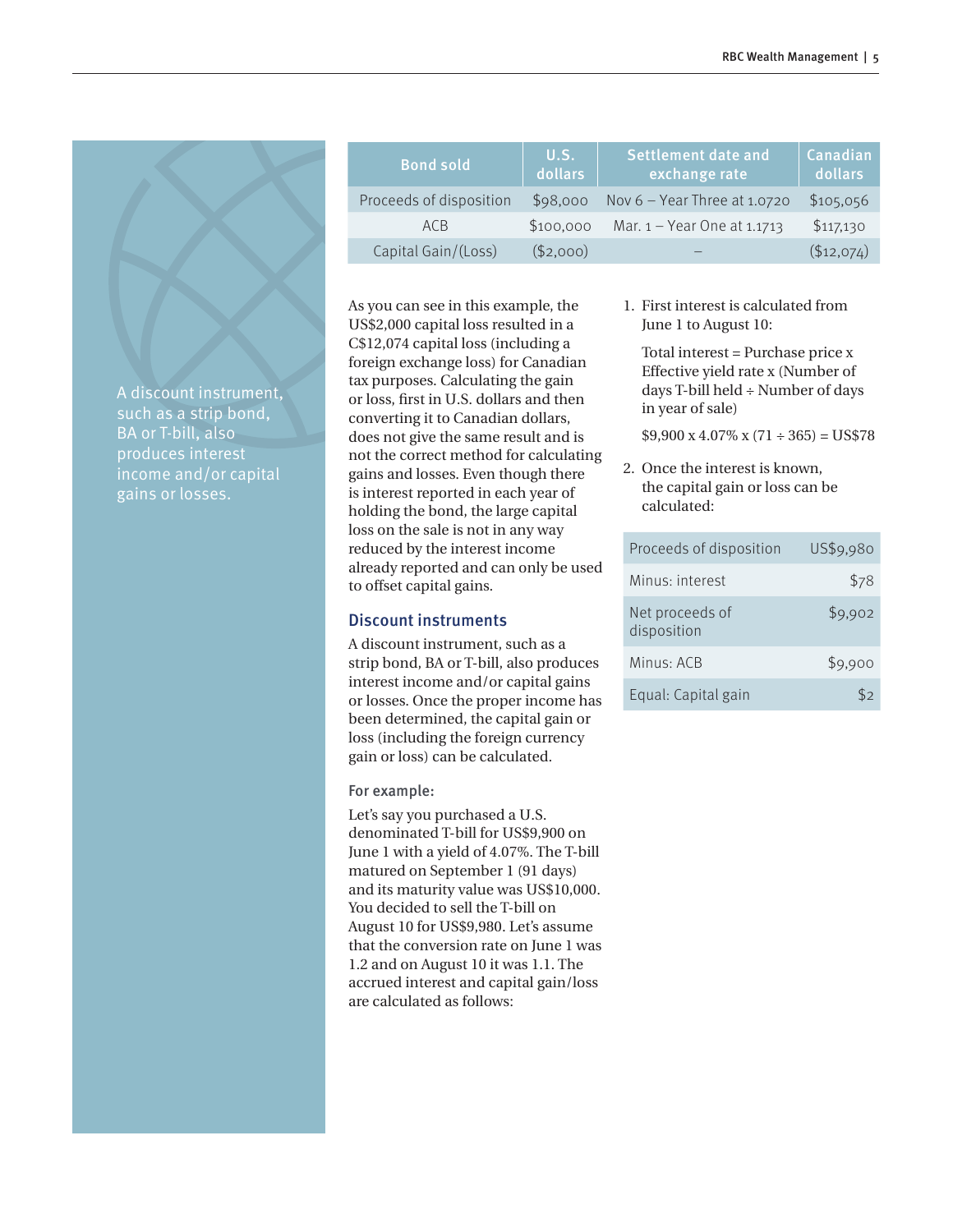| Bond sold | U.S. dollars | Settlement date and exchange rate | Canadian dollars |
|---|---|---|---|
| Proceeds of disposition | $98,000 | Nov 6 – Year Three at 1.0720 | $105,056 |
| ACB | $100,000 | Mar. 1 – Year One at 1.1713 | $117,130 |
| Capital Gain/(Loss) | ($2,000) | – | ($12,074) |

A discount instrument, such as a strip bond, BA or T-bill, also produces interest income and/or capital gains or losses.

As you can see in this example, the US$2,000 capital loss resulted in a C$12,074 capital loss (including a foreign exchange loss) for Canadian tax purposes. Calculating the gain or loss, first in U.S. dollars and then converting it to Canadian dollars, does not give the same result and is not the correct method for calculating gains and losses. Even though there is interest reported in each year of holding the bond, the large capital loss on the sale is not in any way reduced by the interest income already reported and can only be used to offset capital gains.

## Discount instruments

A discount instrument, such as a strip bond, BA or T-bill, also produces interest income and/or capital gains or losses. Once the proper income has been determined, the capital gain or loss (including the foreign currency gain or loss) can be calculated.

### For example:

Let's say you purchased a U.S. denominated T-bill for US$9,900 on June 1 with a yield of 4.07%. The T-bill matured on September 1 (91 days) and its maturity value was US$10,000. You decided to sell the T-bill on August 10 for US$9,980. Let's assume that the conversion rate on June 1 was 1.2 and on August 10 it was 1.1. The accrued interest and capital gain/loss are calculated as follows:

1. First interest is calculated from June 1 to August 10:

   Total interest = Purchase price x Effective yield rate x (Number of days T-bill held ÷ Number of days in year of sale)

   $9,900 x 4.07% x (71 ÷ 365) = US$78

2. Once the interest is known, the capital gain or loss can be calculated:

| | |
|---|---|
| Proceeds of disposition | US$9,980 |
| Minus: interest | $78 |
| Net proceeds of disposition | $9,902 |
| Minus: ACB | $9,900 |
| Equal: Capital gain | $2 |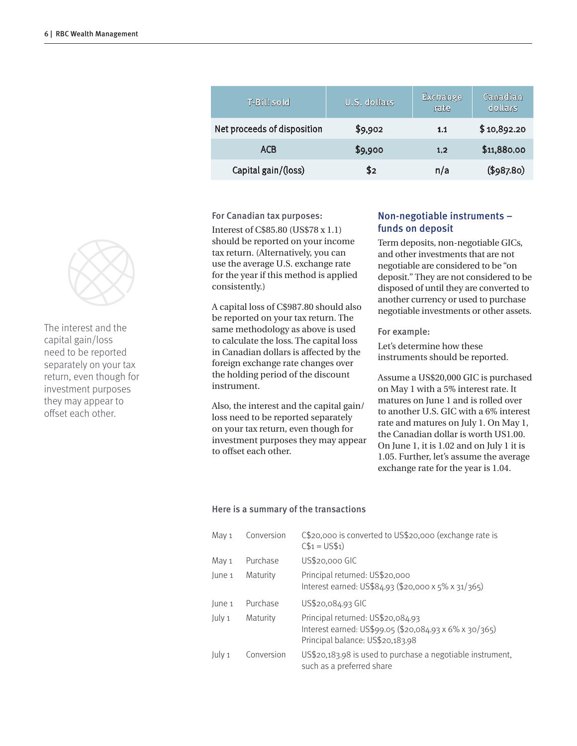| T-Bill sold | U.S. dollars | Exchange rate | Canadian dollars |
| --- | --- | --- | --- |
| Net proceeds of disposition | $9,902 | 1.1 | $ 10,892.20 |
| ACB | $9,900 | 1.2 | $11,880.00 |
| Capital gain/(loss) | $2 | n/a | ($987.80) |

The interest and the capital gain/loss need to be reported separately on your tax return, even though for investment purposes they may appear to offset each other.

**For Canadian tax purposes:**

Interest of C$85.80 (US$78 x 1.1) should be reported on your income tax return. (Alternatively, you can use the average U.S. exchange rate for the year if this method is applied consistently.)

A capital loss of C$987.80 should also be reported on your tax return. The same methodology as above is used to calculate the loss. The capital loss in Canadian dollars is affected by the foreign exchange rate changes over the holding period of the discount instrument.

Also, the interest and the capital gain/loss need to be reported separately on your tax return, even though for investment purposes they may appear to offset each other.

## Non-negotiable instruments – funds on deposit

Term deposits, non-negotiable GICs, and other investments that are not negotiable are considered to be "on deposit." They are not considered to be disposed of until they are converted to another currency or used to purchase negotiable investments or other assets.

**For example:**

Let's determine how these instruments should be reported.

Assume a US$20,000 GIC is purchased on May 1 with a 5% interest rate. It matures on June 1 and is rolled over to another U.S. GIC with a 6% interest rate and matures on July 1. On May 1, the Canadian dollar is worth US1.00. On June 1, it is 1.02 and on July 1 it is 1.05. Further, let's assume the average exchange rate for the year is 1.04.

**Here is a summary of the transactions**

| | | |
| --- | --- | --- |
| May 1 | Conversion | C$20,000 is converted to US$20,000 (exchange rate is C$1 = US$1) |
| May 1 | Purchase | US$20,000 GIC |
| June 1 | Maturity | Principal returned: US$20,000<br>Interest earned: US$84.93 ($20,000 x 5% x 31/365) |
| June 1 | Purchase | US$20,084.93 GIC |
| July 1 | Maturity | Principal returned: US$20,084.93<br>Interest earned: US$99.05 ($20,084.93 x 6% x 30/365)<br>Principal balance: US$20,183.98 |
| July 1 | Conversion | US$20,183.98 is used to purchase a negotiable instrument, such as a preferred share |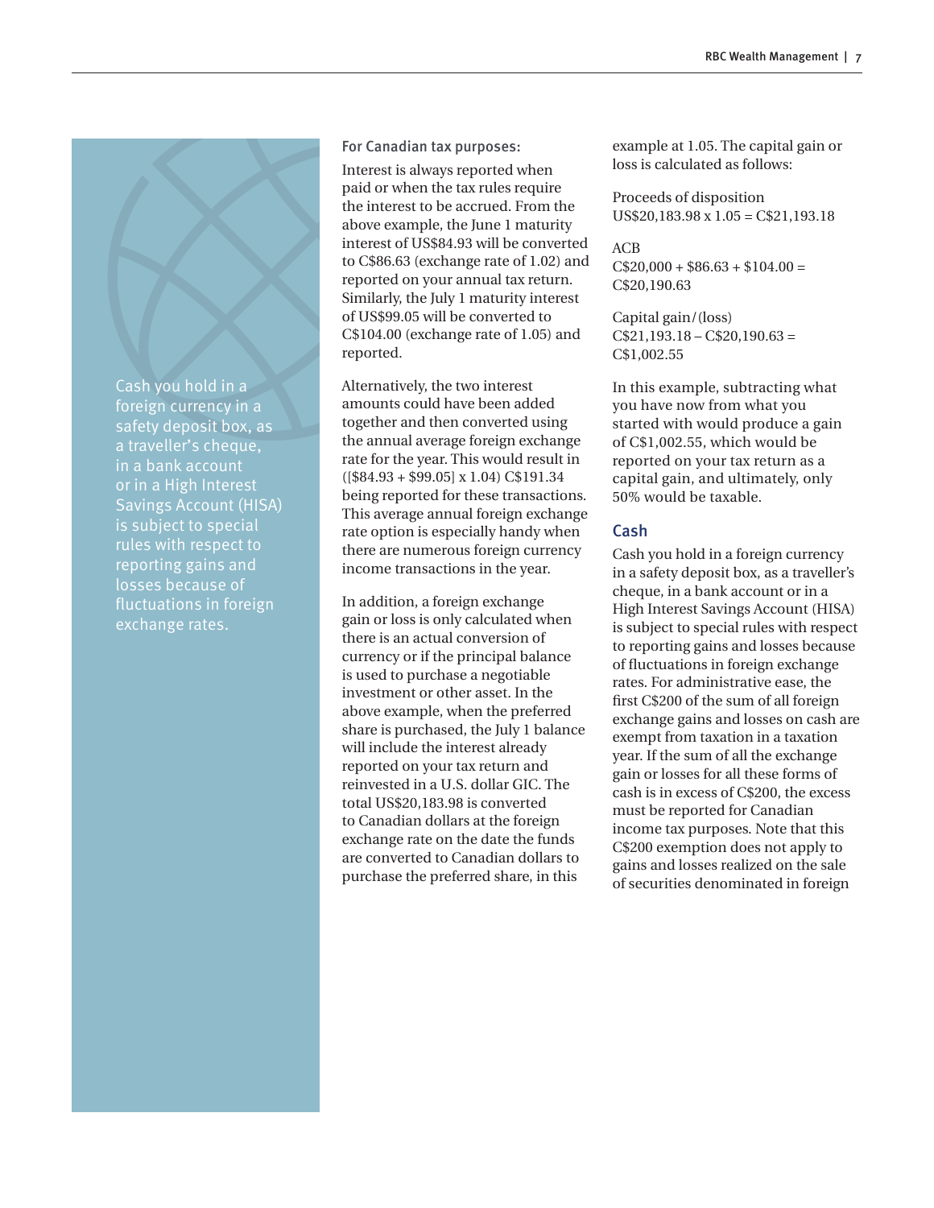Cash you hold in a foreign currency in a safety deposit box, as a traveller's cheque, in a bank account or in a High Interest Savings Account (HISA) is subject to special rules with respect to reporting gains and losses because of fluctuations in foreign exchange rates.

### For Canadian tax purposes:

Interest is always reported when paid or when the tax rules require the interest to be accrued. From the above example, the June 1 maturity interest of US$84.93 will be converted to C$86.63 (exchange rate of 1.02) and reported on your annual tax return. Similarly, the July 1 maturity interest of US$99.05 will be converted to C$104.00 (exchange rate of 1.05) and reported.

Alternatively, the two interest amounts could have been added together and then converted using the annual average foreign exchange rate for the year. This would result in ([$84.93 + $99.05] x 1.04) C$191.34 being reported for these transactions. This average annual foreign exchange rate option is especially handy when there are numerous foreign currency income transactions in the year.

In addition, a foreign exchange gain or loss is only calculated when there is an actual conversion of currency or if the principal balance is used to purchase a negotiable investment or other asset. In the above example, when the preferred share is purchased, the July 1 balance will include the interest already reported on your tax return and reinvested in a U.S. dollar GIC. The total US$20,183.98 is converted to Canadian dollars at the foreign exchange rate on the date the funds are converted to Canadian dollars to purchase the preferred share, in this example at 1.05. The capital gain or loss is calculated as follows:

Proceeds of disposition
US$20,183.98 x 1.05 = C$21,193.18

ACB
C$20,000 + $86.63 + $104.00 = C$20,190.63

Capital gain/(loss)
C$21,193.18 – C$20,190.63 = C$1,002.55

In this example, subtracting what you have now from what you started with would produce a gain of C$1,002.55, which would be reported on your tax return as a capital gain, and ultimately, only 50% would be taxable.

## Cash

Cash you hold in a foreign currency in a safety deposit box, as a traveller's cheque, in a bank account or in a High Interest Savings Account (HISA) is subject to special rules with respect to reporting gains and losses because of fluctuations in foreign exchange rates. For administrative ease, the first C$200 of the sum of all foreign exchange gains and losses on cash are exempt from taxation in a taxation year. If the sum of all the exchange gain or losses for all these forms of cash is in excess of C$200, the excess must be reported for Canadian income tax purposes. Note that this C$200 exemption does not apply to gains and losses realized on the sale of securities denominated in foreign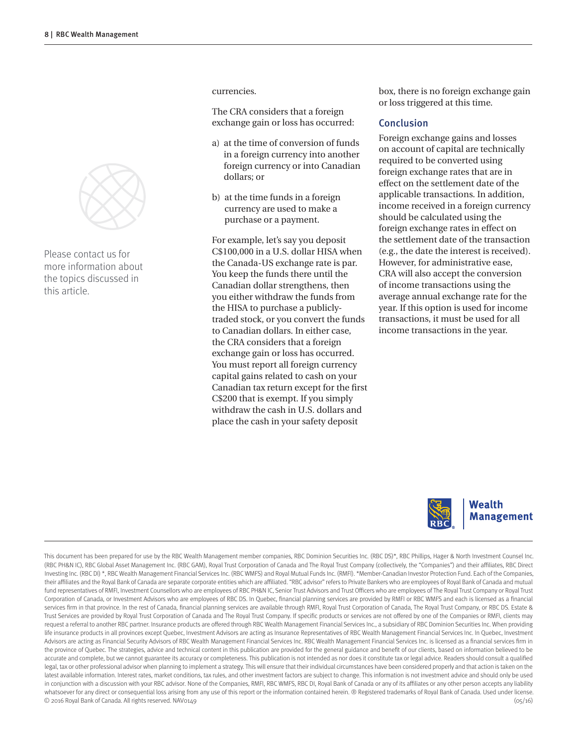Please contact us for more information about the topics discussed in this article.

currencies.

The CRA considers that a foreign exchange gain or loss has occurred:

a) at the time of conversion of funds in a foreign currency into another foreign currency or into Canadian dollars; or

b) at the time funds in a foreign currency are used to make a purchase or a payment.

For example, let's say you deposit C$100,000 in a U.S. dollar HISA when the Canada-US exchange rate is par. You keep the funds there until the Canadian dollar strengthens, then you either withdraw the funds from the HISA to purchase a publicly-traded stock, or you convert the funds to Canadian dollars. In either case, the CRA considers that a foreign exchange gain or loss has occurred. You must report all foreign currency capital gains related to cash on your Canadian tax return except for the first C$200 that is exempt. If you simply withdraw the cash in U.S. dollars and place the cash in your safety deposit box, there is no foreign exchange gain or loss triggered at this time.

## Conclusion

Foreign exchange gains and losses on account of capital are technically required to be converted using foreign exchange rates that are in effect on the settlement date of the applicable transactions. In addition, income received in a foreign currency should be calculated using the foreign exchange rates in effect on the settlement date of the transaction (e.g., the date the interest is received). However, for administrative ease, CRA will also accept the conversion of income transactions using the average annual exchange rate for the year. If this option is used for income transactions, it must be used for all income transactions in the year.

This document has been prepared for use by the RBC Wealth Management member companies, RBC Dominion Securities Inc. (RBC DS)*, RBC Phillips, Hager & North Investment Counsel Inc. (RBC PH&N IC), RBC Global Asset Management Inc. (RBC GAM), Royal Trust Corporation of Canada and The Royal Trust Company (collectively, the "Companies") and their affiliates, RBC Direct Investing Inc. (RBC DI) *, RBC Wealth Management Financial Services Inc. (RBC WMFS) and Royal Mutual Funds Inc. (RMFI). *Member-Canadian Investor Protection Fund. Each of the Companies, their affiliates and the Royal Bank of Canada are separate corporate entities which are affiliated. "RBC advisor" refers to Private Bankers who are employees of Royal Bank of Canada and mutual fund representatives of RMFI, Investment Counsellors who are employees of RBC PH&N IC, Senior Trust Advisors and Trust Officers who are employees of The Royal Trust Company or Royal Trust Corporation of Canada, or Investment Advisors who are employees of RBC DS. In Quebec, financial planning services are provided by RMFI or RBC WMFS and each is licensed as a financial services firm in that province. In the rest of Canada, financial planning services are available through RMFI, Royal Trust Corporation of Canada, The Royal Trust Company, or RBC DS. Estate & Trust Services are provided by Royal Trust Corporation of Canada and The Royal Trust Company. If specific products or services are not offered by one of the Companies or RMFI, clients may request a referral to another RBC partner. Insurance products are offered through RBC Wealth Management Financial Services Inc., a subsidiary of RBC Dominion Securities Inc. When providing life insurance products in all provinces except Quebec, Investment Advisors are acting as Insurance Representatives of RBC Wealth Management Financial Services Inc. In Quebec, Investment Advisors are acting as Financial Security Advisors of RBC Wealth Management Financial Services Inc. RBC Wealth Management Financial Services Inc. is licensed as a financial services firm in the province of Quebec. The strategies, advice and technical content in this publication are provided for the general guidance and benefit of our clients, based on information believed to be accurate and complete, but we cannot guarantee its accuracy or completeness. This publication is not intended as nor does it constitute tax or legal advice. Readers should consult a qualified legal, tax or other professional advisor when planning to implement a strategy. This will ensure that their individual circumstances have been considered properly and that action is taken on the latest available information. Interest rates, market conditions, tax rules, and other investment factors are subject to change. This information is not investment advice and should only be used in conjunction with a discussion with your RBC advisor. None of the Companies, RMFI, RBC WMFS, RBC DI, Royal Bank of Canada or any of its affiliates or any other person accepts any liability whatsoever for any direct or consequential loss arising from any use of this report or the information contained herein. ® Registered trademarks of Royal Bank of Canada. Used under license. © 2016 Royal Bank of Canada. All rights reserved. NAV0149 (05/16)